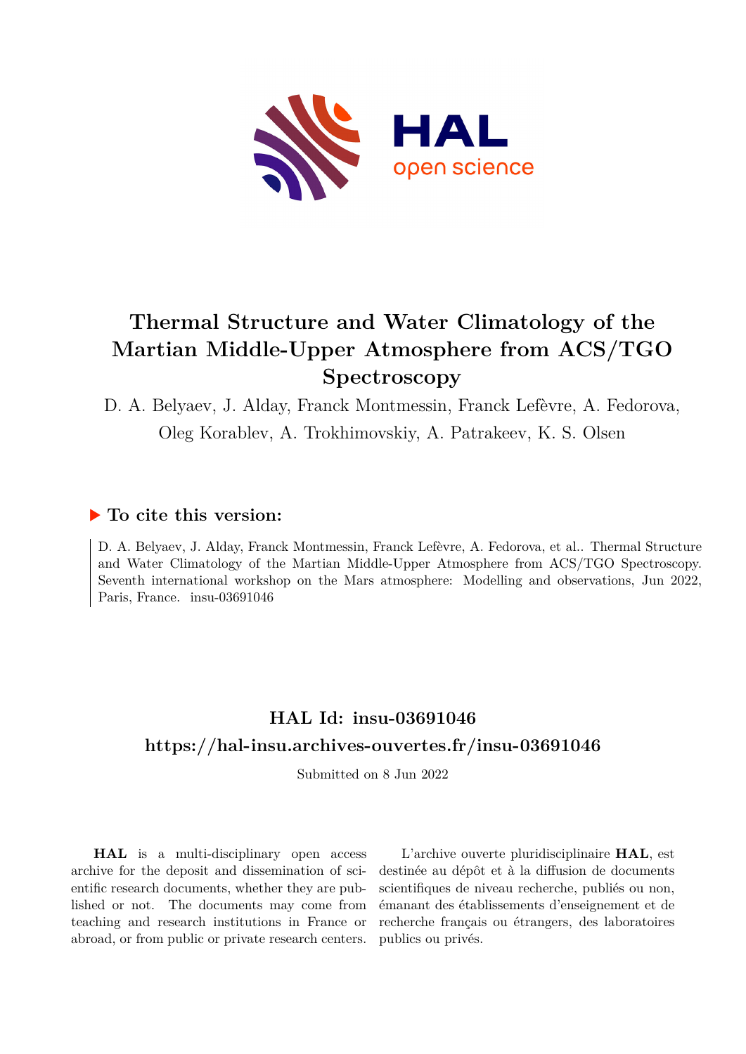# Thermal Structure and Water Climatology of the Martian Middle-Upper Atmosphere from ACS/TGO Spectroscopy

D. A. Belyaev, J. Alday, Franck Montmessin, Franck Lefèvre, A. Fedorova, Oleg Korablev, A. Trokhimovskiy, A. Patrakeev, K. S. Olsen

## ▶ To cite this version:

D. A. Belyaev, J. Alday, Franck Montmessin, Franck Lefèvre, A. Fedorova, et al.. Thermal Structure and Water Climatology of the Martian Middle-Upper Atmosphere from ACS/TGO Spectroscopy. Seventh international workshop on the Mars atmosphere: Modelling and observations, Jun 2022, Paris, France. insu-03691046

## HAL Id: insu-03691046

## https://hal-insu.archives-ouvertes.fr/insu-03691046

Submitted on 8 Jun 2022

**HAL** is a multi-disciplinary open access archive for the deposit and dissemination of scientific research documents, whether they are published or not. The documents may come from teaching and research institutions in France or abroad, or from public or private research centers.

L'archive ouverte pluridisciplinaire **HAL**, est destinée au dépôt et à la diffusion de documents scientifiques de niveau recherche, publiés ou non, émanant des établissements d'enseignement et de recherche français ou étrangers, des laboratoires publics ou privés.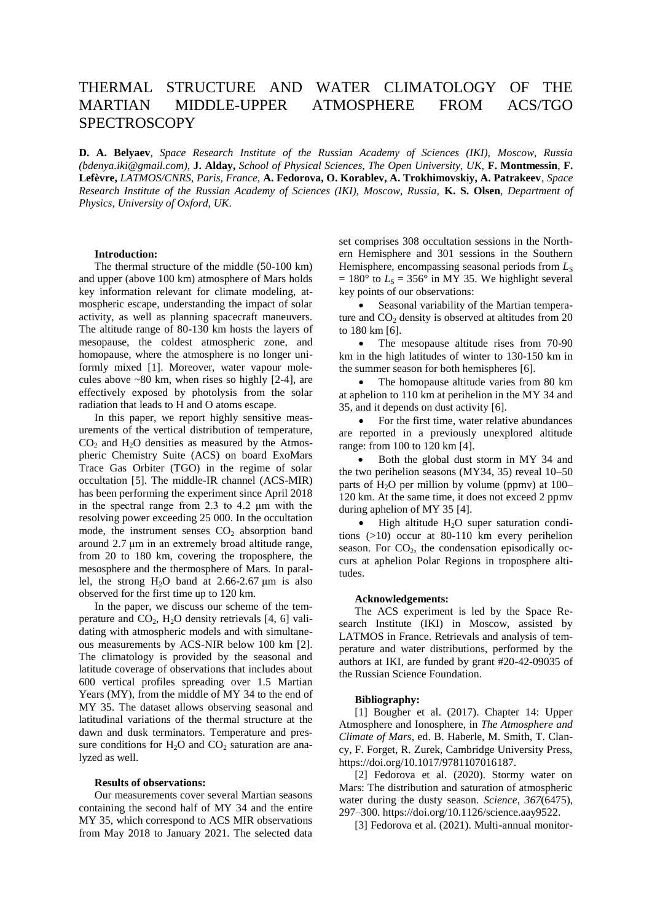# THERMAL STRUCTURE AND WATER CLIMATOLOGY OF THE MARTIAN MIDDLE-UPPER ATMOSPHERE FROM ACS/TGO SPECTROSCOPY

**D. A. Belyaev**, *Space Research Institute of the Russian Academy of Sciences (IKI), Moscow, Russia (bdenya.iki@gmail.com),* **J. Alday,** *School of Physical Sciences, The Open University, UK,* **F. Montmessin**, **F. Lefèvre,** *LATMOS/CNRS, Paris, France,* **A. Fedorova, O. Korablev, A. Trokhimovskiy, A. Patrakeev**, *Space Research Institute of the Russian Academy of Sciences (IKI), Moscow, Russia,* **K. S. Olsen**, *Department of Physics, University of Oxford, UK*.

### Introduction:

The thermal structure of the middle (50-100 km) and upper (above 100 km) atmosphere of Mars holds key information relevant for climate modeling, atmospheric escape, understanding the impact of solar activity, as well as planning spacecraft maneuvers. The altitude range of 80-130 km hosts the layers of mesopause, the coldest atmospheric zone, and homopause, where the atmosphere is no longer uniformly mixed [1]. Moreover, water vapour molecules above ~80 km, when rises so highly [2-4], are effectively exposed by photolysis from the solar radiation that leads to H and O atoms escape.

In this paper, we report highly sensitive measurements of the vertical distribution of temperature, $CO_2$ and $H_2O$ densities as measured by the Atmospheric Chemistry Suite (ACS) on board ExoMars Trace Gas Orbiter (TGO) in the regime of solar occultation [5]. The middle-IR channel (ACS-MIR) has been performing the experiment since April 2018 in the spectral range from 2.3 to 4.2 μm with the resolving power exceeding 25 000. In the occultation mode, the instrument senses $CO_2$ absorption band around 2.7 μm in an extremely broad altitude range, from 20 to 180 km, covering the troposphere, the mesosphere and the thermosphere of Mars. In parallel, the strong $H_2O$ band at 2.66-2.67 μm is also observed for the first time up to 120 km.

In the paper, we discuss our scheme of the temperature and $CO_2$, $H_2O$ density retrievals [4, 6] validating with atmospheric models and with simultaneous measurements by ACS-NIR below 100 km [2]. The climatology is provided by the seasonal and latitude coverage of observations that includes about 600 vertical profiles spreading over 1.5 Martian Years (MY), from the middle of MY 34 to the end of MY 35. The dataset allows observing seasonal and latitudinal variations of the thermal structure at the dawn and dusk terminators. Temperature and pressure conditions for $H_2O$ and $CO_2$ saturation are analyzed as well.

### Results of observations:

Our measurements cover several Martian seasons containing the second half of MY 34 and the entire MY 35, which correspond to ACS MIR observations from May 2018 to January 2021. The selected data set comprises 308 occultation sessions in the Northern Hemisphere and 301 sessions in the Southern Hemisphere, encompassing seasonal periods from $L_S$ = 180° to $L_S$ = 356° in MY 35. We highlight several key points of our observations:

- Seasonal variability of the Martian temperature and $CO_2$ density is observed at altitudes from 20 to 180 km [6].
- The mesopause altitude rises from 70-90 km in the high latitudes of winter to 130-150 km in the summer season for both hemispheres [6].
- The homopause altitude varies from 80 km at aphelion to 110 km at perihelion in the MY 34 and 35, and it depends on dust activity [6].
- For the first time, water relative abundances are reported in a previously unexplored altitude range: from 100 to 120 km [4].
- Both the global dust storm in MY 34 and the two perihelion seasons (MY34, 35) reveal 10–50 parts of $H_2O$ per million by volume (ppmv) at 100–120 km. At the same time, it does not exceed 2 ppmv during aphelion of MY 35 [4].
- High altitude $H_2O$ super saturation conditions (>10) occur at 80-110 km every perihelion season. For $CO_2$, the condensation episodically occurs at aphelion Polar Regions in troposphere altitudes.

### Acknowledgements:

The ACS experiment is led by the Space Research Institute (IKI) in Moscow, assisted by LATMOS in France. Retrievals and analysis of temperature and water distributions, performed by the authors at IKI, are funded by grant #20-42-09035 of the Russian Science Foundation.

### Bibliography:

[1] Bougher et al. (2017). Chapter 14: Upper Atmosphere and Ionosphere, in *The Atmosphere and Climate of Mars*, ed. B. Haberle, M. Smith, T. Clancy, F. Forget, R. Zurek, Cambridge University Press, https://doi.org/10.1017/9781107016187.

[2] Fedorova et al. (2020). Stormy water on Mars: The distribution and saturation of atmospheric water during the dusty season. *Science*, *367*(6475), 297–300. https://doi.org/10.1126/science.aay9522.

[3] Fedorova et al. (2021). Multi-annual monitor-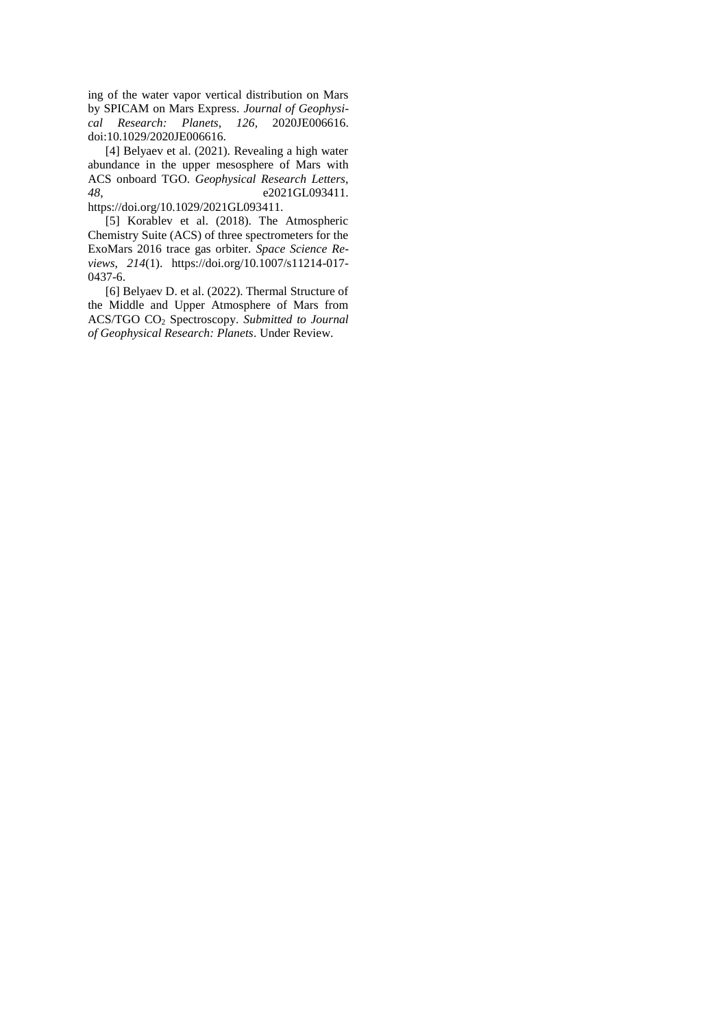ing of the water vapor vertical distribution on Mars by SPICAM on Mars Express. *Journal of Geophysical Research: Planets*, *126*, 2020JE006616. doi:10.1029/2020JE006616.

[4] Belyaev et al. (2021). Revealing a high water abundance in the upper mesosphere of Mars with ACS onboard TGO. *Geophysical Research Letters*, *48*, e2021GL093411. https://doi.org/10.1029/2021GL093411.

[5] Korablev et al. (2018). The Atmospheric Chemistry Suite (ACS) of three spectrometers for the ExoMars 2016 trace gas orbiter. *Space Science Reviews*, *214*(1). https://doi.org/10.1007/s11214-017-0437-6.

[6] Belyaev D. et al. (2022). Thermal Structure of the Middle and Upper Atmosphere of Mars from ACS/TGO $CO_2$ Spectroscopy. *Submitted to Journal of Geophysical Research: Planets*. Under Review.